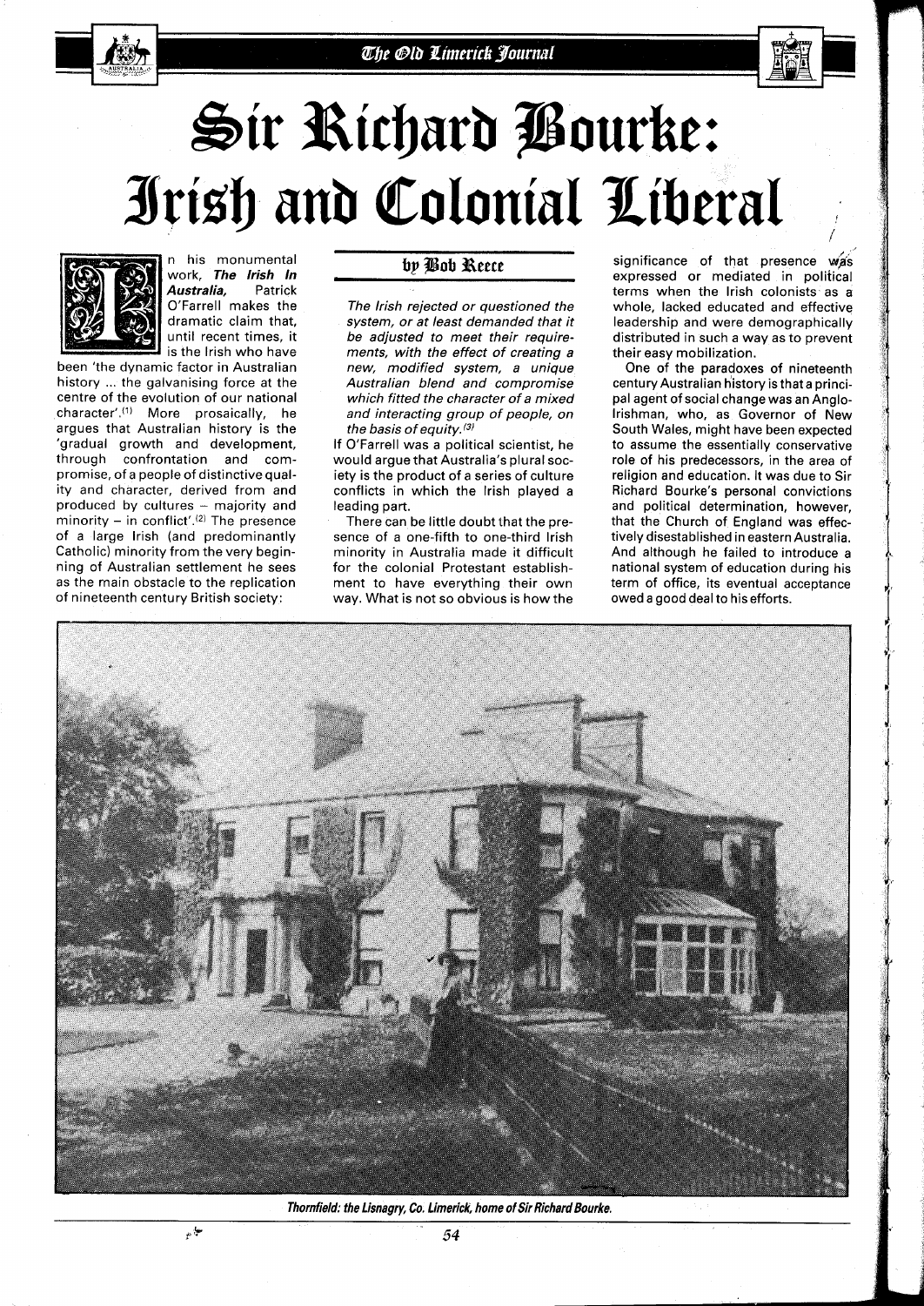# Sir Richard Bourke: Irish and Colonial Liberal

**by Bob Reece**

In his monumental work, ***The Irish In Australia,*** Patrick O'Farrell makes the dramatic claim that, until recent times, it is the Irish who have been 'the dynamic factor in Australian history ... the galvanising force at the centre of the evolution of our national character'.[1] More prosaically, he argues that Australian history is the 'gradual growth and development, through confrontation and compromise, of a people of distinctive quality and character, derived from and produced by cultures – majority and minority – in conflict'.[2] The presence of a large Irish (and predominantly Catholic) minority from the very beginning of Australian settlement he sees as the main obstacle to the replication of nineteenth century British society:

*The Irish rejected or questioned the system, or at least demanded that it be adjusted to meet their requirements, with the effect of creating a new, modified system, a unique Australian blend and compromise which fitted the character of a mixed and interacting group of people, on the basis of equity.*[3]

If O'Farrell was a political scientist, he would argue that Australia's plural society is the product of a series of culture conflicts in which the Irish played a leading part.

There can be little doubt that the presence of a one-fifth to one-third Irish minority in Australia made it difficult for the colonial Protestant establishment to have everything their own way. What is not so obvious is how the significance of that presence was expressed or mediated in political terms when the Irish colonists as a whole, lacked educated and effective leadership and were demographically distributed in such a way as to prevent their easy mobilization.

One of the paradoxes of nineteenth century Australian history is that a principal agent of social change was an Anglo-Irishman, who, as Governor of New South Wales, might have been expected to assume the essentially conservative role of his predecessors, in the area of religion and education. It was due to Sir Richard Bourke's personal convictions and political determination, however, that the Church of England was effectively disestablished in eastern Australia. And although he failed to introduce a national system of education during his term of office, its eventual acceptance owed a good deal to his efforts.

*Thornfield: the Lisnagry, Co. Limerick, home of Sir Richard Bourke.*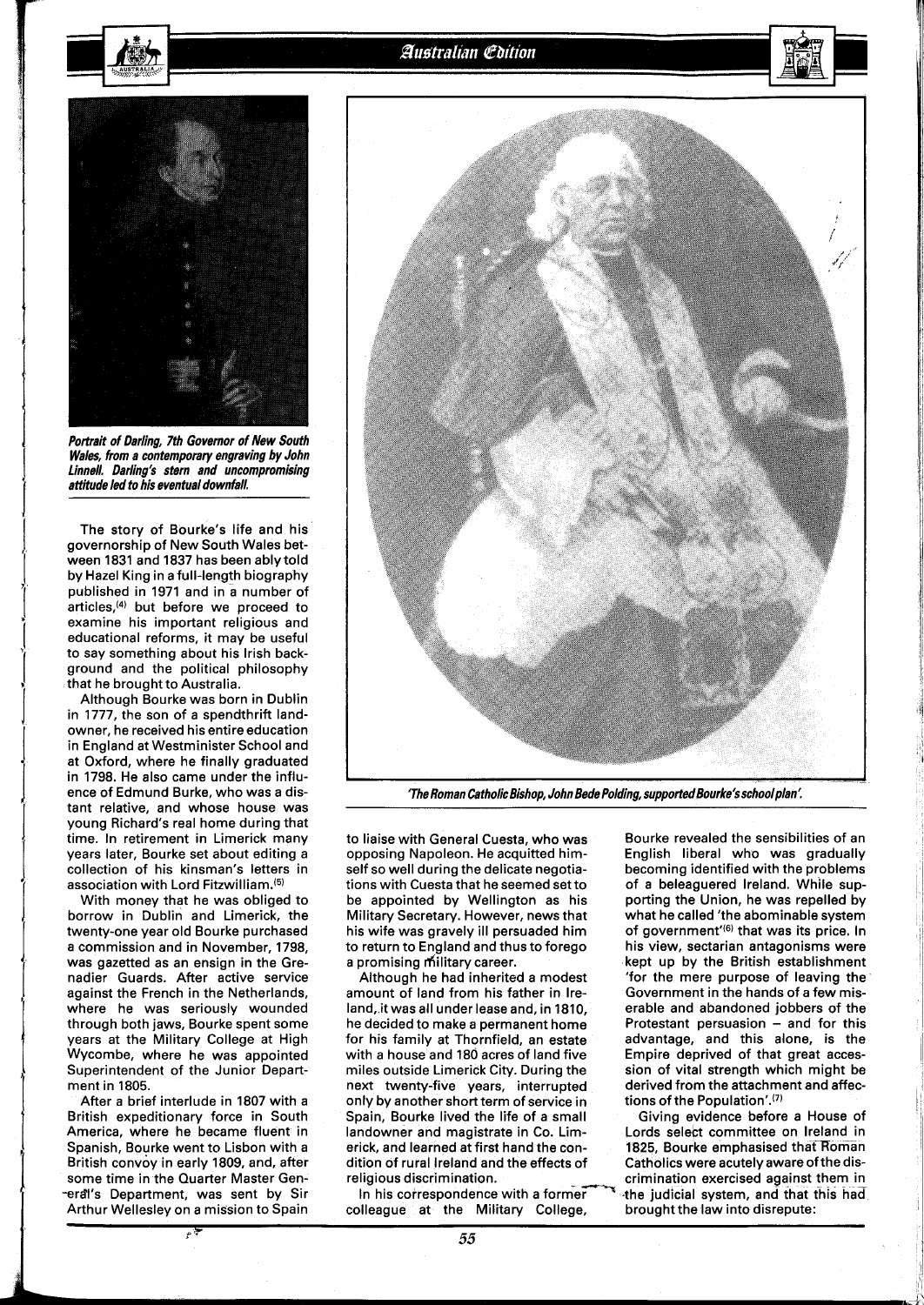*Portrait of Darling, 7th Governor of New South Wales, from a contemporary engraving by John Linnell. Darling's stern and uncompromising attitude led to his eventual downfall.*

The story of Bourke's life and his governorship of New South Wales between 1831 and 1837 has been ably told by Hazel King in a full-length biography published in 1971 and in a number of articles,[4] but before we proceed to examine his important religious and educational reforms, it may be useful to say something about his Irish background and the political philosophy that he brought to Australia.

Although Bourke was born in Dublin in 1777, the son of a spendthrift landowner, he received his entire education in England at Westminister School and at Oxford, where he finally graduated in 1798. He also came under the influence of Edmund Burke, who was a distant relative, and whose house was young Richard's real home during that time. In retirement in Limerick many years later, Bourke set about editing a collection of his kinsman's letters in association with Lord Fitzwilliam.[5]

With money that he was obliged to borrow in Dublin and Limerick, the twenty-one year old Bourke purchased a commission and in November, 1798, was gazetted as an ensign in the Grenadier Guards. After active service against the French in the Netherlands, where he was seriously wounded through both jaws, Bourke spent some years at the Military College at High Wycombe, where he was appointed Superintendent of the Junior Department in 1805.

After a brief interlude in 1807 with a British expeditionary force in South America, where he became fluent in Spanish, Bourke went to Lisbon with a British convoy in early 1809, and, after some time in the Quarter Master General's Department, was sent by Sir Arthur Wellesley on a mission to Spain to liaise with General Cuesta, who was opposing Napoleon. He acquitted himself so well during the delicate negotiations with Cuesta that he seemed set to be appointed by Wellington as his Military Secretary. However, news that his wife was gravely ill persuaded him to return to England and thus to forego a promising military career.

*'The Roman Catholic Bishop, John Bede Polding, supported Bourke's school plan'.*

Although he had inherited a modest amount of land from his father in Ireland, it was all under lease and, in 1810, he decided to make a permanent home for his family at Thornfield, an estate with a house and 180 acres of land five miles outside Limerick City. During the next twenty-five years, interrupted only by another short term of service in Spain, Bourke lived the life of a small landowner and magistrate in Co. Limerick, and learned at first hand the condition of rural Ireland and the effects of religious discrimination.

In his correspondence with a former colleague at the Military College, Bourke revealed the sensibilities of an English liberal who was gradually becoming identified with the problems of a beleaguered Ireland. While supporting the Union, he was repelled by what he called 'the abominable system of government'[6] that was its price. In his view, sectarian antagonisms were kept up by the British establishment 'for the mere purpose of leaving the Government in the hands of a few miserable and abandoned jobbers of the Protestant persuasion – and for this advantage, and this alone, is the Empire deprived of that great accession of vital strength which might be derived from the attachment and affections of the Population'.[7]

Giving evidence before a House of Lords select committee on Ireland in 1825, Bourke emphasised that Roman Catholics were acutely aware of the discrimination exercised against them in the judicial system, and that this had brought the law into disrepute: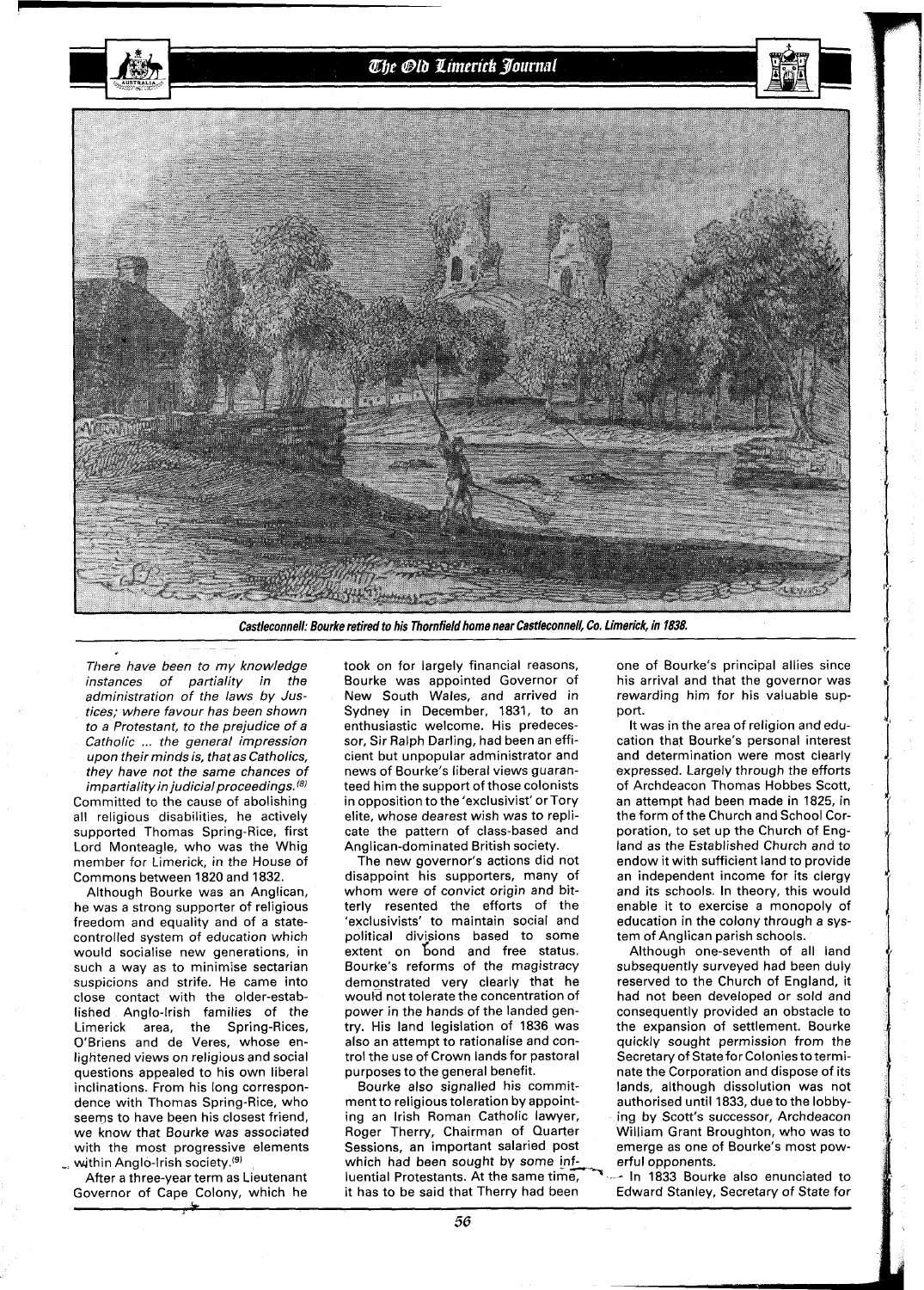*Castleconnell: Bourke retired to his Thornfield home near Castleconnell, Co. Limerick, in 1838.*

*There have been to my knowledge instances of partiality in the administration of the laws by Justices; where favour has been shown to a Protestant, to the prejudice of a Catholic ... the general impression upon their minds is, that as Catholics, they have not the same chances of impartiality in judicial proceedings.*[8]

Committed to the cause of abolishing all religious disabilities, he actively supported Thomas Spring-Rice, first Lord Monteagle, who was the Whig member for Limerick, in the House of Commons between 1820 and 1832.

Although Bourke was an Anglican, he was a strong supporter of religious freedom and equality and of a state-controlled system of education which would socialise new generations, in such a way as to minimise sectarian suspicions and strife. He came into close contact with the older-established Anglo-Irish families of the Limerick area, the Spring-Rices, O'Briens and de Veres, whose enlightened views on religious and social questions appealed to his own liberal inclinations. From his long correspondence with Thomas Spring-Rice, who seems to have been his closest friend, we know that Bourke was associated with the most progressive elements within Anglo-Irish society.[9]

After a three-year term as Lieutenant Governor of Cape Colony, which he took on for largely financial reasons, Bourke was appointed Governor of New South Wales, and arrived in Sydney in December, 1831, to an enthusiastic welcome. His predecessor, Sir Ralph Darling, had been an efficient but unpopular administrator and news of Bourke's liberal views guaranteed him the support of those colonists in opposition to the 'exclusivist' or Tory elite, whose dearest wish was to replicate the pattern of class-based and Anglican-dominated British society.

The new governor's actions did not disappoint his supporters, many of whom were of convict origin and bitterly resented the efforts of the 'exclusivists' to maintain social and political divisions based to some extent on bond and free status. Bourke's reforms of the magistracy demonstrated very clearly that he would not tolerate the concentration of power in the hands of the landed gentry. His land legislation of 1836 was also an attempt to rationalise and control the use of Crown lands for pastoral purposes to the general benefit.

Bourke also signalled his commitment to religious toleration by appointing an Irish Roman Catholic lawyer, Roger Therry, Chairman of Quarter Sessions, an important salaried post which had been sought by some influential Protestants. At the same time, it has to be said that Therry had been one of Bourke's principal allies since his arrival and that the governor was rewarding him for his valuable support.

It was in the area of religion and education that Bourke's personal interest and determination were most clearly expressed. Largely through the efforts of Archdeacon Thomas Hobbes Scott, an attempt had been made in 1825, in the form of the Church and School Corporation, to set up the Church of England as the Established Church and to endow it with sufficient land to provide an independent income for its clergy and its schools. In theory, this would enable it to exercise a monopoly of education in the colony through a system of Anglican parish schools.

Although one-seventh of all land subsequently surveyed had been duly reserved to the Church of England, it had not been developed or sold and consequently provided an obstacle to the expansion of settlement. Bourke quickly sought permission from the Secretary of State for Colonies to terminate the Corporation and dispose of its lands, although dissolution was not authorised until 1833, due to the lobbying by Scott's successor, Archdeacon William Grant Broughton, who was to emerge as one of Bourke's most powerful opponents.

In 1833 Bourke also enunciated to Edward Stanley, Secretary of State for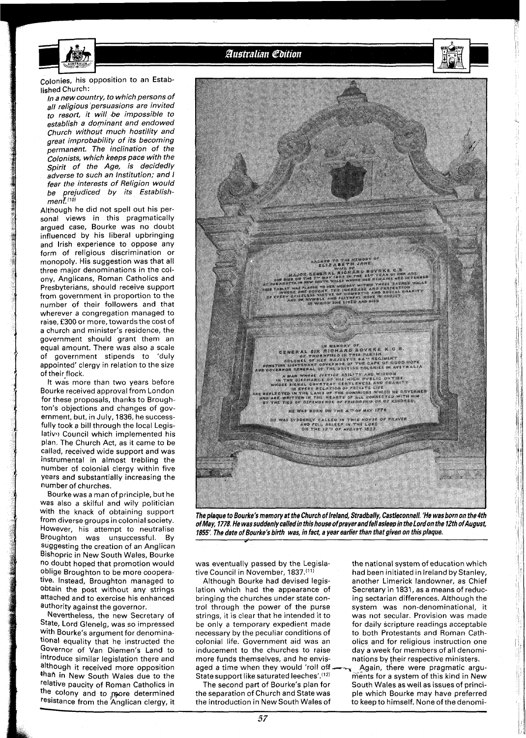Colonies, his opposition to an Established Church:

*In a new country, to which persons of all religious persuasions are invited to resort, it will be impossible to establish a dominant and endowed Church without much hostility and great improbability of its becoming permanent. The inclination of the Colonists, which keeps pace with the Spirit of the Age, is decidedly adverse to such an Institution; and I fear the interests of Religion would be prejudiced by its Establishment.*[10]

Although he did not spell out his personal views in this pragmatically argued case, Bourke was no doubt influenced by his liberal upbringing and Irish experience to oppose any form of religious discrimination or monopoly. His suggestion was that all three major denominations in the colony, Anglicans, Roman Catholics and Presbyterians, should receive support from government in proportion to the number of their followers and that wherever a congregation managed to raise, £300 or more, towards the cost of a church and minister's residence, the government should grant them an equal amount. There was also a scale of government stipends to 'duly appointed' clergy in relation to the size of their flock.

It was more than two years before Bourke received approval from London for these proposals, thanks to Broughton's objections and changes of government, but, in July, 1836, he successfully took a bill through the local Legislative Council which implemented his plan. The Church Act, as it came to be called, received wide support and was instrumental in almost trebling the number of colonial clergy within five years and substantially increasing the number of churches.

Bourke was a man of principle, but he was also a skilful and wily politician with the knack of obtaining support from diverse groups in colonial society. However, his attempt to neutralise Broughton was unsuccessful. By suggesting the creation of an Anglican Bishopric in New South Wales, Bourke no doubt hoped that promotion would oblige Broughton to be more cooperative. Instead, Broughton managed to obtain the post without any strings attached and to exercise his enhanced authority against the governor.

Nevertheless, the new Secretary of State, Lord Glenelg, was so impressed with Bourke's argument for denominational equality that he instructed the Governor of Van Diemen's Land to introduce similar legislation there and although it received more opposition than in New South Wales due to the relative paucity of Roman Catholics in the colony and to more determined resistance from the Anglican clergy, it was eventually passed by the Legislative Council in November, 1837.[11]

Although Bourke had devised legislation which had the appearance of bringing the churches under state control through the power of the purse strings, it is clear that he intended it to be only a temporary expedient made necessary by the peculiar conditions of colonial life. Government aid was an inducement to the churches to raise more funds themselves, and he envisaged a time when they would 'roll off State support like saturated leeches'.[12]

The second part of Bourke's plan for the separation of Church and State was the introduction in New South Wales of the national system of education which had been initiated in Ireland by Stanley, another Limerick landowner, as Chief Secretary in 1831, as a means of reducing sectarian differences. Although the system was non-denominational, it was not secular. Provision was made for daily scripture readings acceptable to both Protestants and Roman Catholics and for religious instruction one day a week for members of all denominations by their respective ministers.

Again, there were pragmatic arguments for a system of this kind in New South Wales as well as issues of principle which Bourke may have preferred to keep to himself. None of the denomi-

**The plaque to Bourke's memory at the Church of Ireland, Stradbally, Castleconnell. 'He was born on the 4th of May, 1778. He was suddenly called in this house of prayer and fell asleep in the Lord on the 12th of August, 1855'. The date of Bourke's birth was, in fact, a year earlier than that given on this plaque.**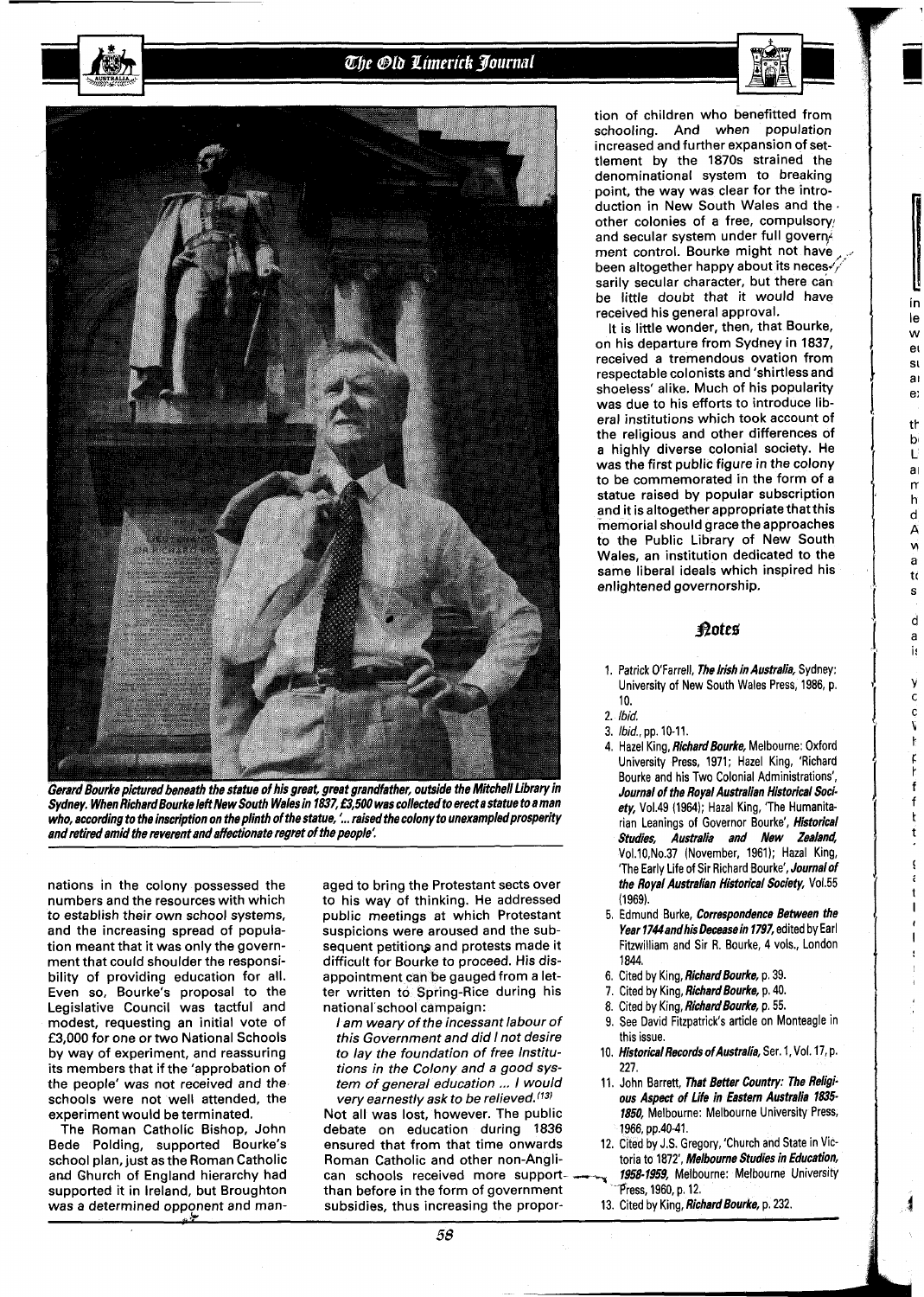*Gerard Bourke pictured beneath the statue of his great, great grandfather, outside the Mitchell Library in Sydney. When Richard Bourke left New South Wales in 1837, £3,500 was collected to erect a statue to a man who, according to the inscription on the plinth of the statue, '... raised the colony to unexampled prosperity and retired amid the reverent and affectionate regret of the people'.*

nations in the colony possessed the numbers and the resources with which to establish their own school systems, and the increasing spread of population meant that it was only the government that could shoulder the responsibility of providing education for all. Even so, Bourke's proposal to the Legislative Council was tactful and modest, requesting an initial vote of £3,000 for one or two National Schools by way of experiment, and reassuring its members that if the 'approbation of the people' was not received and the schools were not well attended, the experiment would be terminated.

The Roman Catholic Bishop, John Bede Polding, supported Bourke's school plan, just as the Roman Catholic and Church of England hierarchy had supported it in Ireland, but Broughton was a determined opponent and managed to bring the Protestant sects over to his way of thinking. He addressed public meetings at which Protestant suspicions were aroused and the subsequent petitions and protests made it difficult for Bourke to proceed. His disappointment can be gauged from a letter written to Spring-Rice during his national school campaign:

> *I am weary of the incessant labour of this Government and did I not desire to lay the foundation of free Institutions in the Colony and a good system of general education ... I would very earnestly ask to be relieved.*[13]

Not all was lost, however. The public debate on education during 1836 ensured that from that time onwards Roman Catholic and other non-Anglican schools received more support than before in the form of government subsidies, thus increasing the proportion of children who benefitted from schooling. And when population increased and further expansion of settlement by the 1870s strained the denominational system to breaking point, the way was clear for the introduction in New South Wales and the other colonies of a free, compulsory and secular system under full government control. Bourke might not have been altogether happy about its necessarily secular character, but there can be little doubt that it would have received his general approval.

It is little wonder, then, that Bourke, on his departure from Sydney in 1837, received a tremendous ovation from respectable colonists and 'shirtless and shoeless' alike. Much of his popularity was due to his efforts to introduce liberal institutions which took account of the religious and other differences of a highly diverse colonial society. He was the first public figure in the colony to be commemorated in the form of a statue raised by popular subscription and it is altogether appropriate that this memorial should grace the approaches to the Public Library of New South Wales, an institution dedicated to the same liberal ideals which inspired his enlightened governorship.

## Notes

1. Patrick O'Farrell, ***The Irish in Australia,*** Sydney: University of New South Wales Press, 1986, p. 10.
2. *Ibid.*
3. *Ibid.*, pp. 10-11.
4. Hazel King, ***Richard Bourke,*** Melbourne: Oxford University Press, 1971; Hazel King, 'Richard Bourke and his Two Colonial Administrations', ***Journal of the Royal Australian Historical Society,*** Vol.49 (1964); Hazel King, 'The Humanitarian Leanings of Governor Bourke', ***Historical Studies, Australia and New Zealand,*** Vol.10, No.37 (November, 1961); Hazel King, 'The Early Life of Sir Richard Bourke', ***Journal of the Royal Australian Historical Society,*** Vol.55 (1969).
5. Edmund Burke, ***Correspondence Between the Year 1744 and his Decease in 1797,*** edited by Earl Fitzwilliam and Sir R. Bourke, 4 vols., London 1844.
6. Cited by King, ***Richard Bourke,*** p. 39.
7. Cited by King, ***Richard Bourke,*** p. 40.
8. Cited by King, ***Richard Bourke,*** p. 55.
9. See David Fitzpatrick's article on Monteagle in this issue.
10. ***Historical Records of Australia,*** Ser. 1, Vol. 17, p. 227.
11. John Barrett, ***That Better Country: The Religious Aspect of Life in Eastern Australia 1835-1850,*** Melbourne: Melbourne University Press, 1966, pp.40-41.
12. Cited by J.S. Gregory, 'Church and State in Victoria to 1872', ***Melbourne Studies in Education, 1958-1959,*** Melbourne: Melbourne University Press, 1960, p. 12.
13. Cited by King, ***Richard Bourke,*** p. 232.